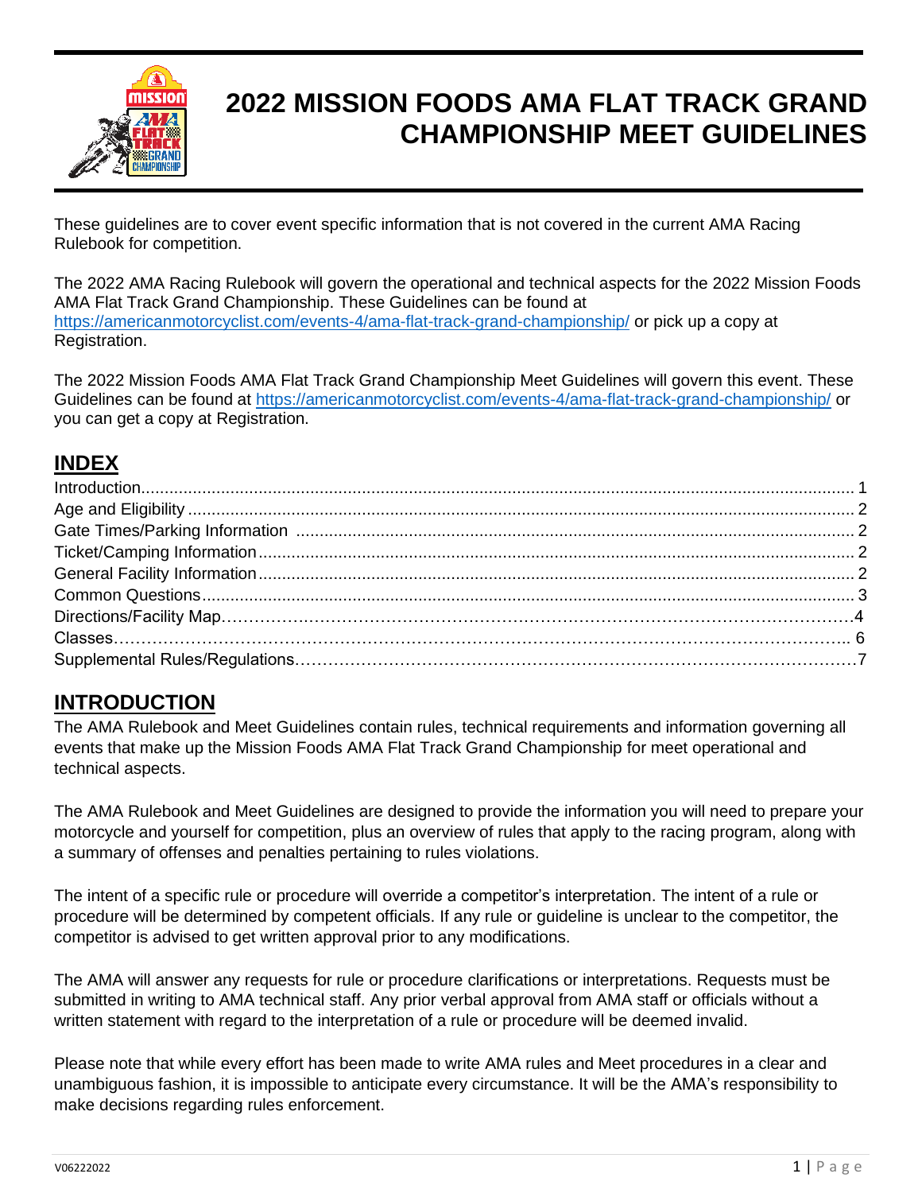# 2022 MISSION FOODS AMA FLAT TRACK GRAND CHAMPIONSHIP MEET GUIDELINES

These guidelines are to cover event specific information that is not covered in the current AMA Racing Rulebook for competition.

The 2022 AMA Racing Rulebook will govern the operational and technical aspects for the 2022 Mission Foods AMA Flat Track Grand Championship. These Guidelines can be found at https://americanmotorcyclist.com/events-4/ama-flat-track-grand-championship/ or pick up a copy at Registration.

The 2022 Mission Foods AMA Flat Track Grand Championship Meet Guidelines will govern this event. These Guidelines can be found at https://americanmotorcyclist.com/events-4/ama-flat-track-grand-championship/ or you can get a copy at Registration.

## INDEX

| | |
|---|---|
| Introduction | 1 |
| Age and Eligibility | 2 |
| Gate Times/Parking Information | 2 |
| Ticket/Camping Information | 2 |
| General Facility Information | 2 |
| Common Questions | 3 |
| Directions/Facility Map | 4 |
| Classes | 6 |
| Supplemental Rules/Regulations | 7 |

## INTRODUCTION

The AMA Rulebook and Meet Guidelines contain rules, technical requirements and information governing all events that make up the Mission Foods AMA Flat Track Grand Championship for meet operational and technical aspects.

The AMA Rulebook and Meet Guidelines are designed to provide the information you will need to prepare your motorcycle and yourself for competition, plus an overview of rules that apply to the racing program, along with a summary of offenses and penalties pertaining to rules violations.

The intent of a specific rule or procedure will override a competitor's interpretation. The intent of a rule or procedure will be determined by competent officials. If any rule or guideline is unclear to the competitor, the competitor is advised to get written approval prior to any modifications.

The AMA will answer any requests for rule or procedure clarifications or interpretations. Requests must be submitted in writing to AMA technical staff. Any prior verbal approval from AMA staff or officials without a written statement with regard to the interpretation of a rule or procedure will be deemed invalid.

Please note that while every effort has been made to write AMA rules and Meet procedures in a clear and unambiguous fashion, it is impossible to anticipate every circumstance. It will be the AMA's responsibility to make decisions regarding rules enforcement.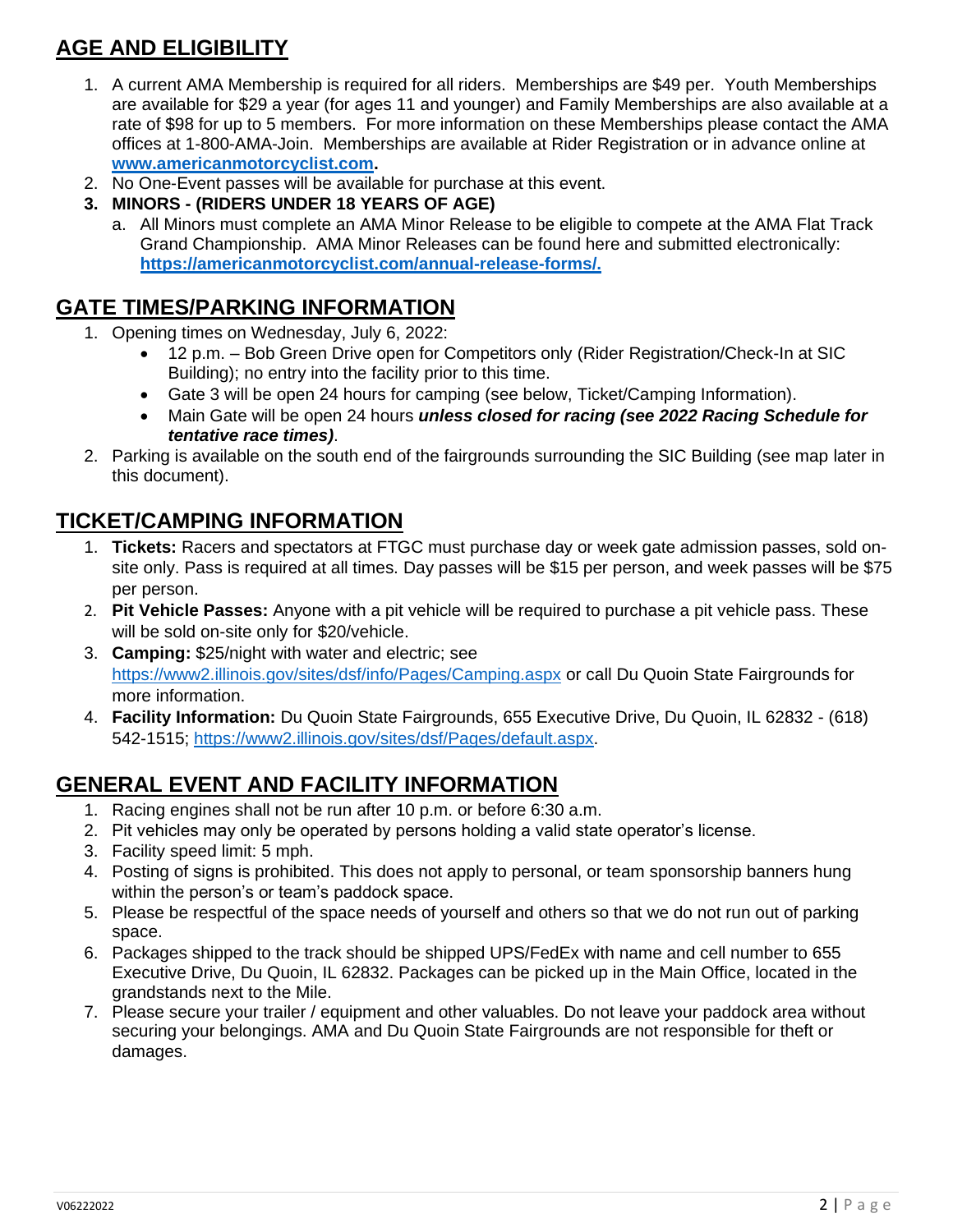## AGE AND ELIGIBILITY

1. A current AMA Membership is required for all riders. Memberships are $49 per. Youth Memberships are available for $29 a year (for ages 11 and younger) and Family Memberships are also available at a rate of $98 for up to 5 members. For more information on these Memberships please contact the AMA offices at 1-800-AMA-Join. Memberships are available at Rider Registration or in advance online at **www.americanmotorcyclist.com.**
2. No One-Event passes will be available for purchase at this event.
3. **MINORS - (RIDERS UNDER 18 YEARS OF AGE)**
   a. All Minors must complete an AMA Minor Release to be eligible to compete at the AMA Flat Track Grand Championship. AMA Minor Releases can be found here and submitted electronically: **https://americanmotorcyclist.com/annual-release-forms/.**

## GATE TIMES/PARKING INFORMATION

1. Opening times on Wednesday, July 6, 2022:
   - 12 p.m. – Bob Green Drive open for Competitors only (Rider Registration/Check-In at SIC Building); no entry into the facility prior to this time.
   - Gate 3 will be open 24 hours for camping (see below, Ticket/Camping Information).
   - Main Gate will be open 24 hours ***unless closed for racing (see 2022 Racing Schedule for tentative race times)***.
2. Parking is available on the south end of the fairgrounds surrounding the SIC Building (see map later in this document).

## TICKET/CAMPING INFORMATION

1. **Tickets:** Racers and spectators at FTGC must purchase day or week gate admission passes, sold on-site only. Pass is required at all times. Day passes will be $15 per person, and week passes will be $75 per person.
2. **Pit Vehicle Passes:** Anyone with a pit vehicle will be required to purchase a pit vehicle pass. These will be sold on-site only for $20/vehicle.
3. **Camping:** $25/night with water and electric; see https://www2.illinois.gov/sites/dsf/info/Pages/Camping.aspx or call Du Quoin State Fairgrounds for more information.
4. **Facility Information:** Du Quoin State Fairgrounds, 655 Executive Drive, Du Quoin, IL 62832 - (618) 542-1515; https://www2.illinois.gov/sites/dsf/Pages/default.aspx.

## GENERAL EVENT AND FACILITY INFORMATION

1. Racing engines shall not be run after 10 p.m. or before 6:30 a.m.
2. Pit vehicles may only be operated by persons holding a valid state operator's license.
3. Facility speed limit: 5 mph.
4. Posting of signs is prohibited. This does not apply to personal, or team sponsorship banners hung within the person's or team's paddock space.
5. Please be respectful of the space needs of yourself and others so that we do not run out of parking space.
6. Packages shipped to the track should be shipped UPS/FedEx with name and cell number to 655 Executive Drive, Du Quoin, IL 62832. Packages can be picked up in the Main Office, located in the grandstands next to the Mile.
7. Please secure your trailer / equipment and other valuables. Do not leave your paddock area without securing your belongings. AMA and Du Quoin State Fairgrounds are not responsible for theft or damages.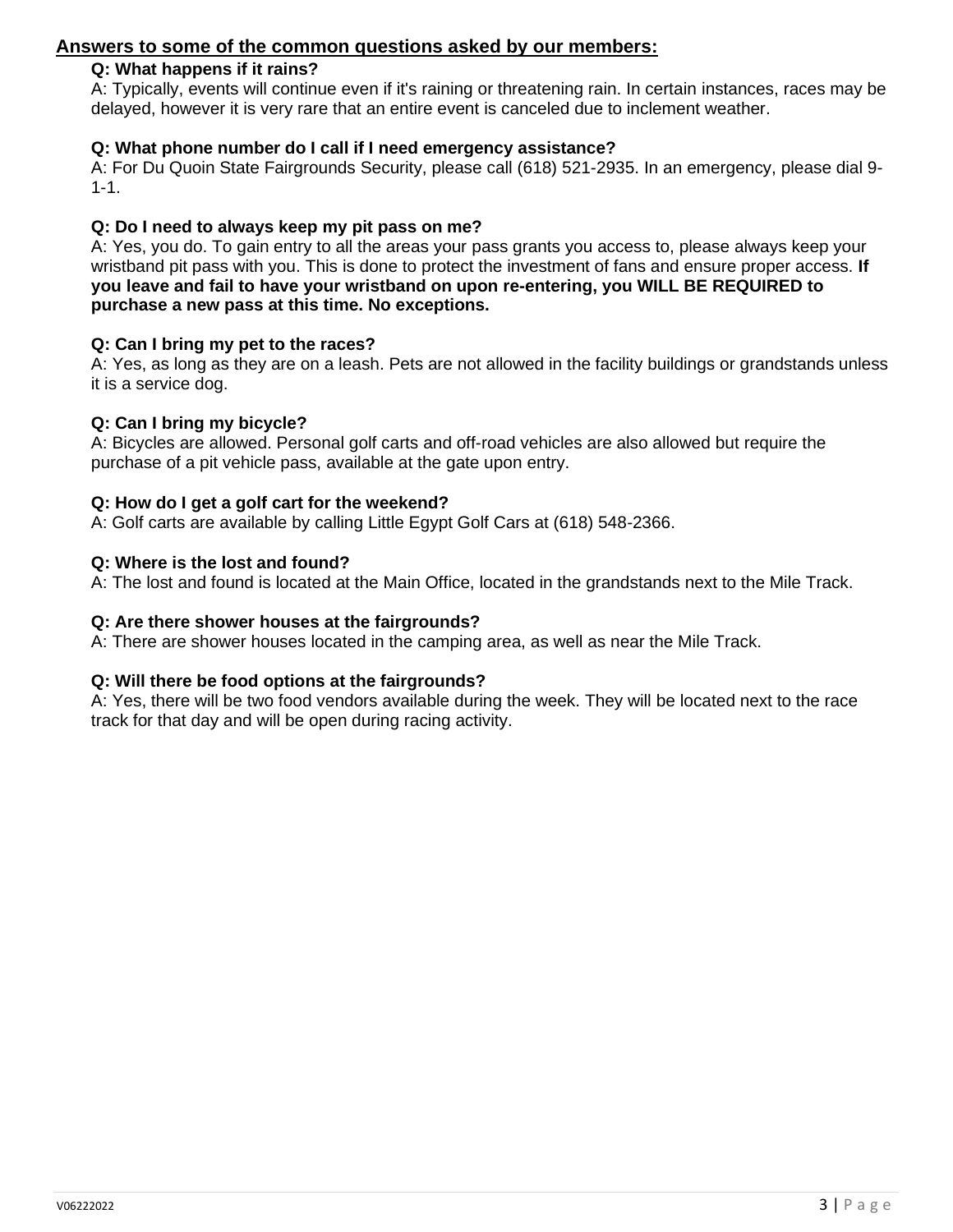## Answers to some of the common questions asked by our members:

**Q: What happens if it rains?**
A: Typically, events will continue even if it's raining or threatening rain. In certain instances, races may be delayed, however it is very rare that an entire event is canceled due to inclement weather.

**Q: What phone number do I call if I need emergency assistance?**
A: For Du Quoin State Fairgrounds Security, please call (618) 521-2935. In an emergency, please dial 9-1-1.

**Q: Do I need to always keep my pit pass on me?**
A: Yes, you do. To gain entry to all the areas your pass grants you access to, please always keep your wristband pit pass with you. This is done to protect the investment of fans and ensure proper access. **If you leave and fail to have your wristband on upon re-entering, you WILL BE REQUIRED to purchase a new pass at this time. No exceptions.**

**Q: Can I bring my pet to the races?**
A: Yes, as long as they are on a leash. Pets are not allowed in the facility buildings or grandstands unless it is a service dog.

**Q: Can I bring my bicycle?**
A: Bicycles are allowed. Personal golf carts and off-road vehicles are also allowed but require the purchase of a pit vehicle pass, available at the gate upon entry.

**Q: How do I get a golf cart for the weekend?**
A: Golf carts are available by calling Little Egypt Golf Cars at (618) 548-2366.

**Q: Where is the lost and found?**
A: The lost and found is located at the Main Office, located in the grandstands next to the Mile Track.

**Q: Are there shower houses at the fairgrounds?**
A: There are shower houses located in the camping area, as well as near the Mile Track.

**Q: Will there be food options at the fairgrounds?**
A: Yes, there will be two food vendors available during the week. They will be located next to the race track for that day and will be open during racing activity.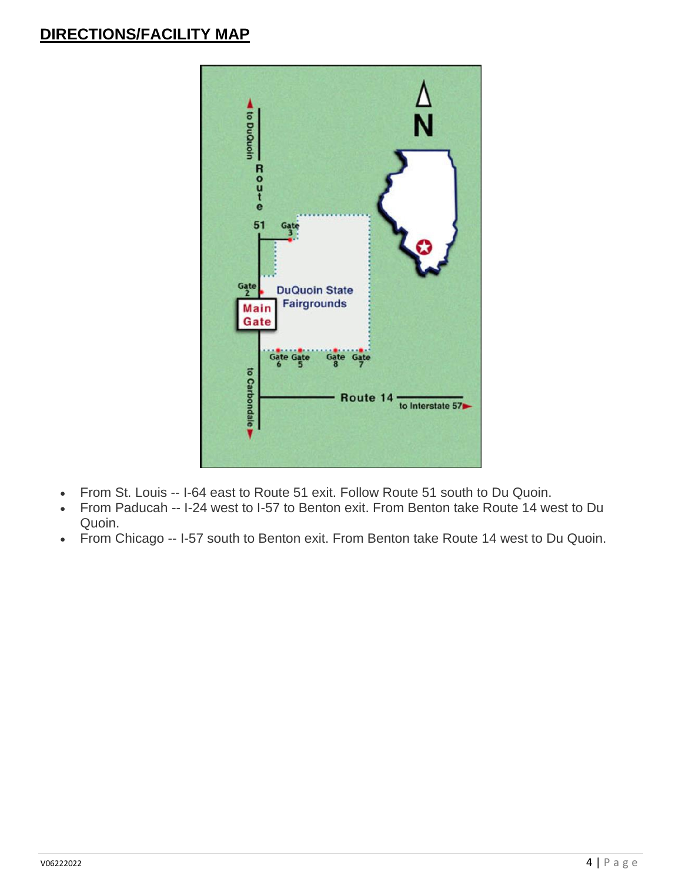## DIRECTIONS/FACILITY MAP

- From St. Louis -- I-64 east to Route 51 exit. Follow Route 51 south to Du Quoin.
- From Paducah -- I-24 west to I-57 to Benton exit. From Benton take Route 14 west to Du Quoin.
- From Chicago -- I-57 south to Benton exit. From Benton take Route 14 west to Du Quoin.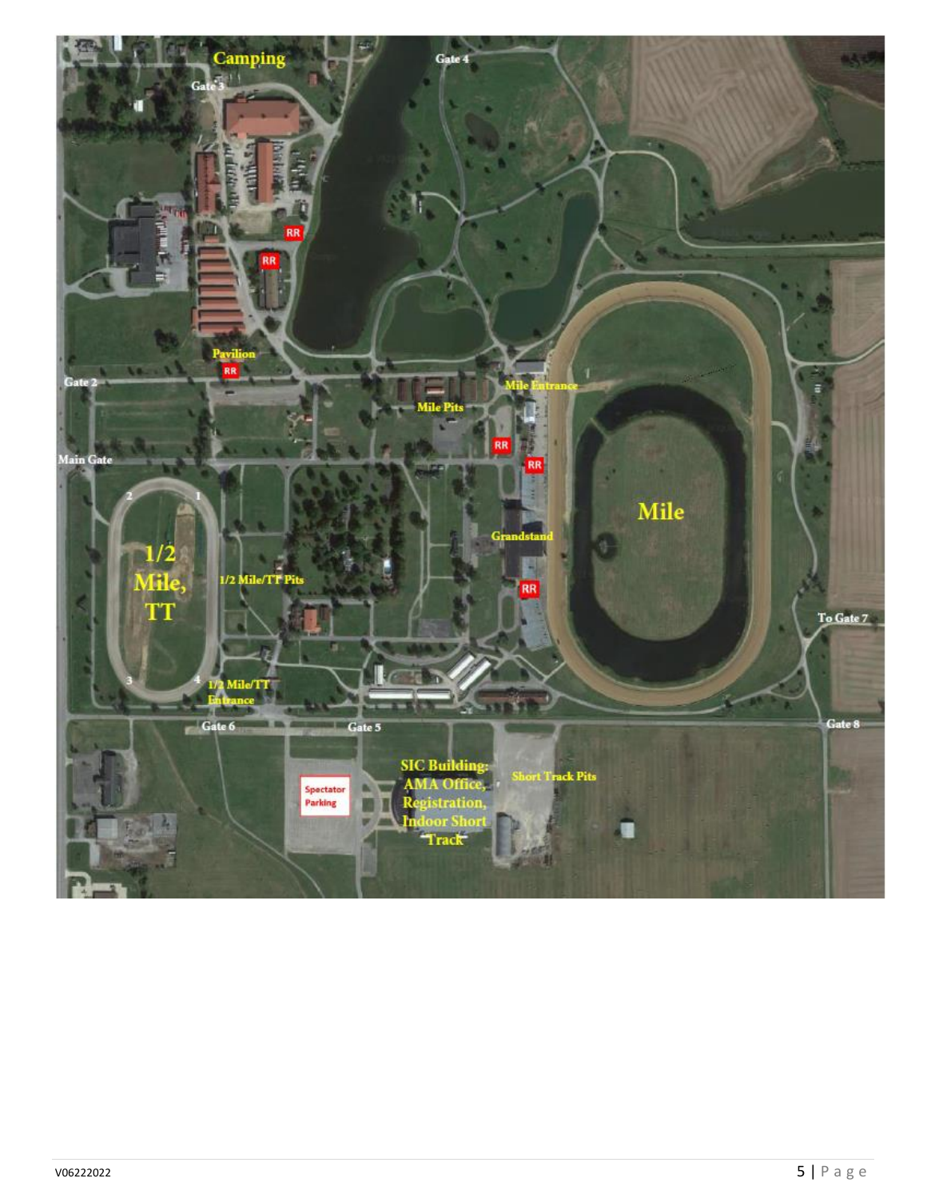Camping

Gate 3

Gate 4

RR

RR

Pavilion

RR

Gate 2

Mile Entrance

Mile Pits

RR

Main Gate

RR

Mile

2

1

1/2 Mile, TT

1/2 Mile/TT Pits

Grandstand

RR

To Gate 7

3

4

1/2 Mile/TT Entrance

Gate 6

Gate 5

Gate 8

SIC Building: AMA Office, Registration, Indoor Short Track

Short Track Pits

Spectator Parking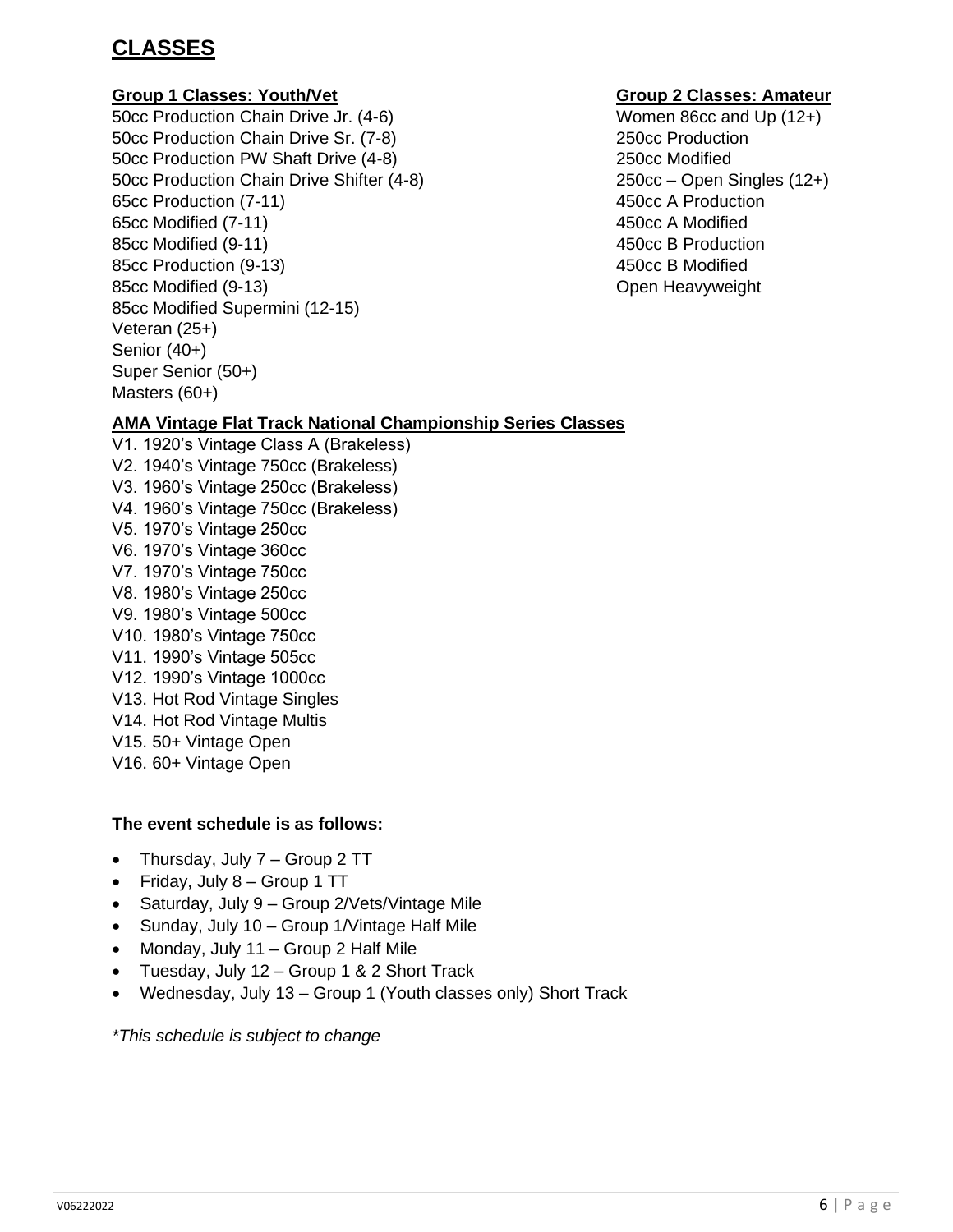# CLASSES

**Group 1 Classes: Youth/Vet**

50cc Production Chain Drive Jr. (4-6)
50cc Production Chain Drive Sr. (7-8)
50cc Production PW Shaft Drive (4-8)
50cc Production Chain Drive Shifter (4-8)
65cc Production (7-11)
65cc Modified (7-11)
85cc Modified (9-11)
85cc Production (9-13)
85cc Modified (9-13)
85cc Modified Supermini (12-15)
Veteran (25+)
Senior (40+)
Super Senior (50+)
Masters (60+)

**Group 2 Classes: Amateur**

Women 86cc and Up (12+)
250cc Production
250cc Modified
250cc – Open Singles (12+)
450cc A Production
450cc A Modified
450cc B Production
450cc B Modified
Open Heavyweight

**AMA Vintage Flat Track National Championship Series Classes**

V1. 1920's Vintage Class A (Brakeless)
V2. 1940's Vintage 750cc (Brakeless)
V3. 1960's Vintage 250cc (Brakeless)
V4. 1960's Vintage 750cc (Brakeless)
V5. 1970's Vintage 250cc
V6. 1970's Vintage 360cc
V7. 1970's Vintage 750cc
V8. 1980's Vintage 250cc
V9. 1980's Vintage 500cc
V10. 1980's Vintage 750cc
V11. 1990's Vintage 505cc
V12. 1990's Vintage 1000cc
V13. Hot Rod Vintage Singles
V14. Hot Rod Vintage Multis
V15. 50+ Vintage Open
V16. 60+ Vintage Open

**The event schedule is as follows:**

- Thursday, July 7 – Group 2 TT
- Friday, July 8 – Group 1 TT
- Saturday, July 9 – Group 2/Vets/Vintage Mile
- Sunday, July 10 – Group 1/Vintage Half Mile
- Monday, July 11 – Group 2 Half Mile
- Tuesday, July 12 – Group 1 & 2 Short Track
- Wednesday, July 13 – Group 1 (Youth classes only) Short Track

*\*This schedule is subject to change*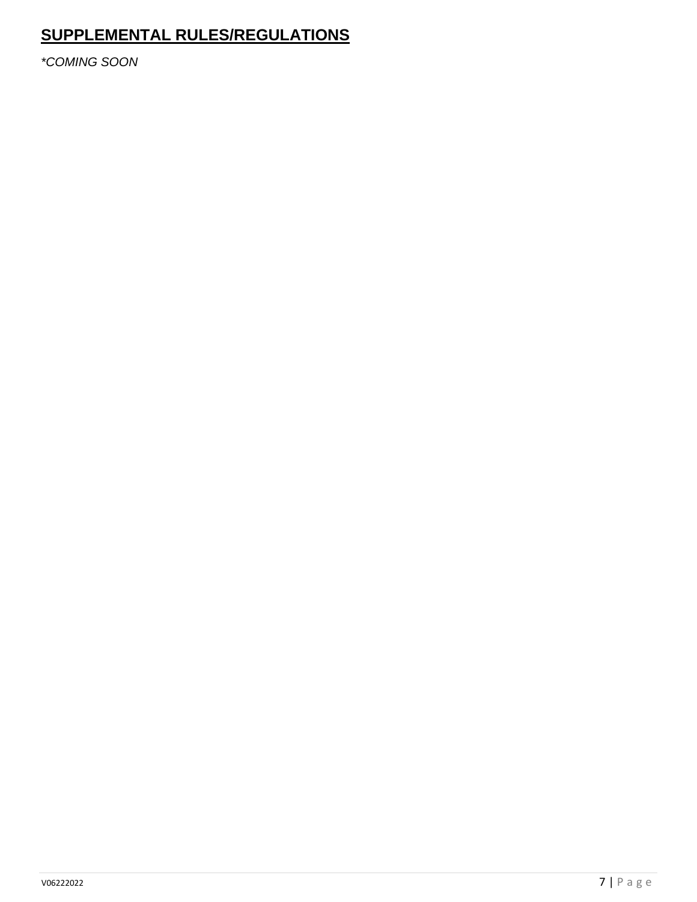# **SUPPLEMENTAL RULES/REGULATIONS**

*\*COMING SOON*